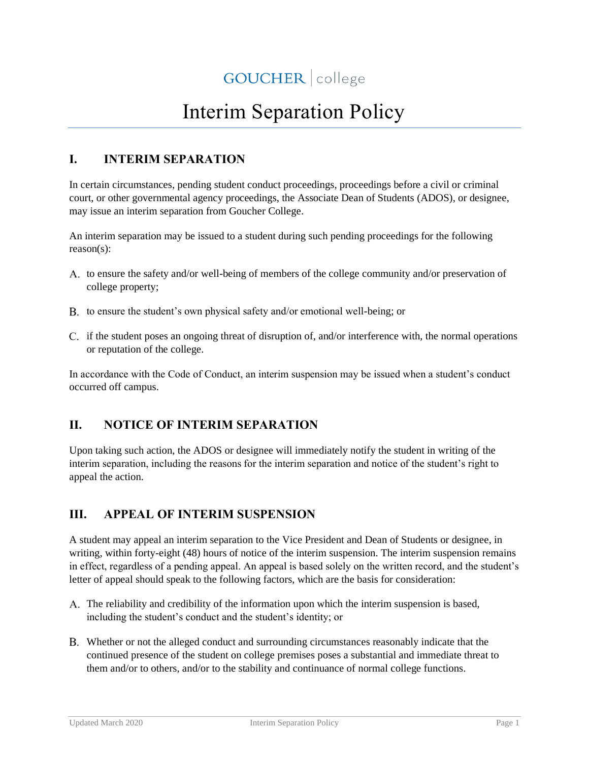GOUCHER | college

# Interim Separation Policy

## I. INTERIM SEPARATION

In certain circumstances, pending student conduct proceedings, proceedings before a civil or criminal court, or other governmental agency proceedings, the Associate Dean of Students (ADOS), or designee, may issue an interim separation from Goucher College.

An interim separation may be issued to a student during such pending proceedings for the following reason(s):

A. to ensure the safety and/or well-being of members of the college community and/or preservation of college property;

B. to ensure the student's own physical safety and/or emotional well-being; or

C. if the student poses an ongoing threat of disruption of, and/or interference with, the normal operations or reputation of the college.

In accordance with the Code of Conduct, an interim suspension may be issued when a student's conduct occurred off campus.

## II. NOTICE OF INTERIM SEPARATION

Upon taking such action, the ADOS or designee will immediately notify the student in writing of the interim separation, including the reasons for the interim separation and notice of the student's right to appeal the action.

## III. APPEAL OF INTERIM SUSPENSION

A student may appeal an interim separation to the Vice President and Dean of Students or designee, in writing, within forty-eight (48) hours of notice of the interim suspension. The interim suspension remains in effect, regardless of a pending appeal. An appeal is based solely on the written record, and the student's letter of appeal should speak to the following factors, which are the basis for consideration:

A. The reliability and credibility of the information upon which the interim suspension is based, including the student's conduct and the student's identity; or

B. Whether or not the alleged conduct and surrounding circumstances reasonably indicate that the continued presence of the student on college premises poses a substantial and immediate threat to them and/or to others, and/or to the stability and continuance of normal college functions.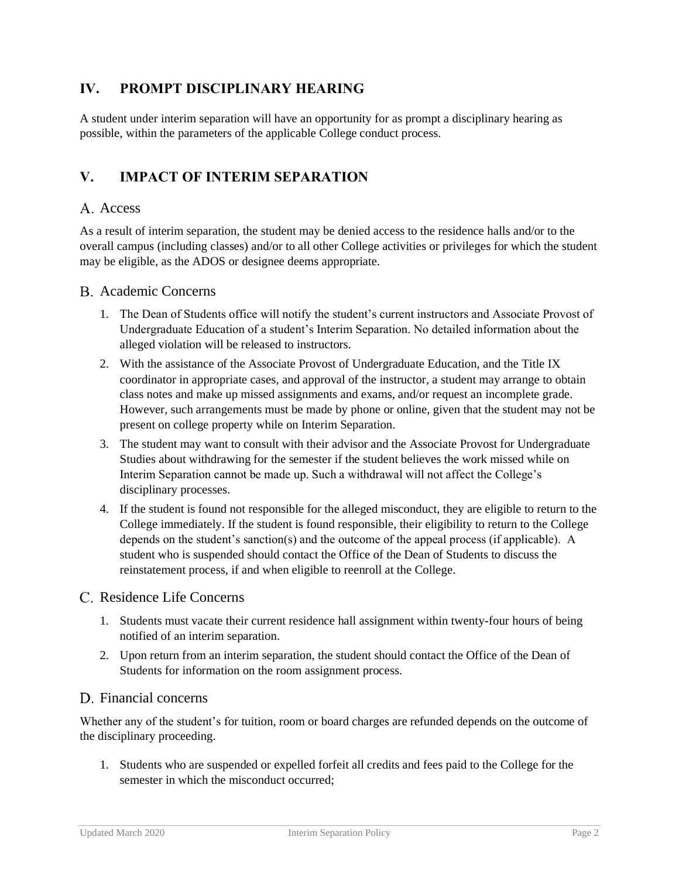## IV. PROMPT DISCIPLINARY HEARING

A student under interim separation will have an opportunity for as prompt a disciplinary hearing as possible, within the parameters of the applicable College conduct process.

## V. IMPACT OF INTERIM SEPARATION

### A. Access

As a result of interim separation, the student may be denied access to the residence halls and/or to the overall campus (including classes) and/or to all other College activities or privileges for which the student may be eligible, as the ADOS or designee deems appropriate.

### B. Academic Concerns

1. The Dean of Students office will notify the student's current instructors and Associate Provost of Undergraduate Education of a student's Interim Separation. No detailed information about the alleged violation will be released to instructors.
2. With the assistance of the Associate Provost of Undergraduate Education, and the Title IX coordinator in appropriate cases, and approval of the instructor, a student may arrange to obtain class notes and make up missed assignments and exams, and/or request an incomplete grade. However, such arrangements must be made by phone or online, given that the student may not be present on college property while on Interim Separation.
3. The student may want to consult with their advisor and the Associate Provost for Undergraduate Studies about withdrawing for the semester if the student believes the work missed while on Interim Separation cannot be made up. Such a withdrawal will not affect the College's disciplinary processes.
4. If the student is found not responsible for the alleged misconduct, they are eligible to return to the College immediately. If the student is found responsible, their eligibility to return to the College depends on the student's sanction(s) and the outcome of the appeal process (if applicable). A student who is suspended should contact the Office of the Dean of Students to discuss the reinstatement process, if and when eligible to reenroll at the College.

### C. Residence Life Concerns

1. Students must vacate their current residence hall assignment within twenty-four hours of being notified of an interim separation.
2. Upon return from an interim separation, the student should contact the Office of the Dean of Students for information on the room assignment process.

### D. Financial concerns

Whether any of the student's for tuition, room or board charges are refunded depends on the outcome of the disciplinary proceeding.

1. Students who are suspended or expelled forfeit all credits and fees paid to the College for the semester in which the misconduct occurred;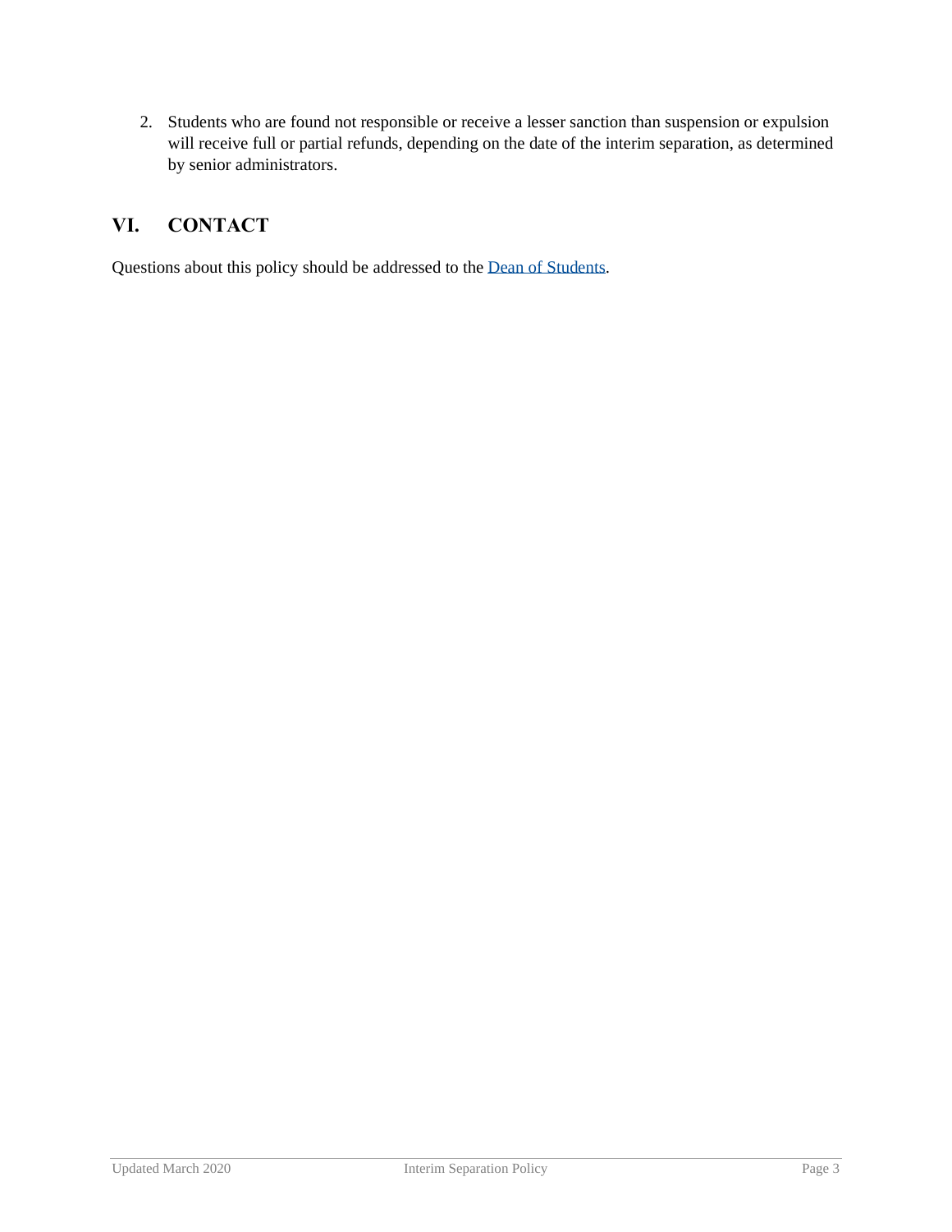2. Students who are found not responsible or receive a lesser sanction than suspension or expulsion will receive full or partial refunds, depending on the date of the interim separation, as determined by senior administrators.

## VI. CONTACT

Questions about this policy should be addressed to the Dean of Students.